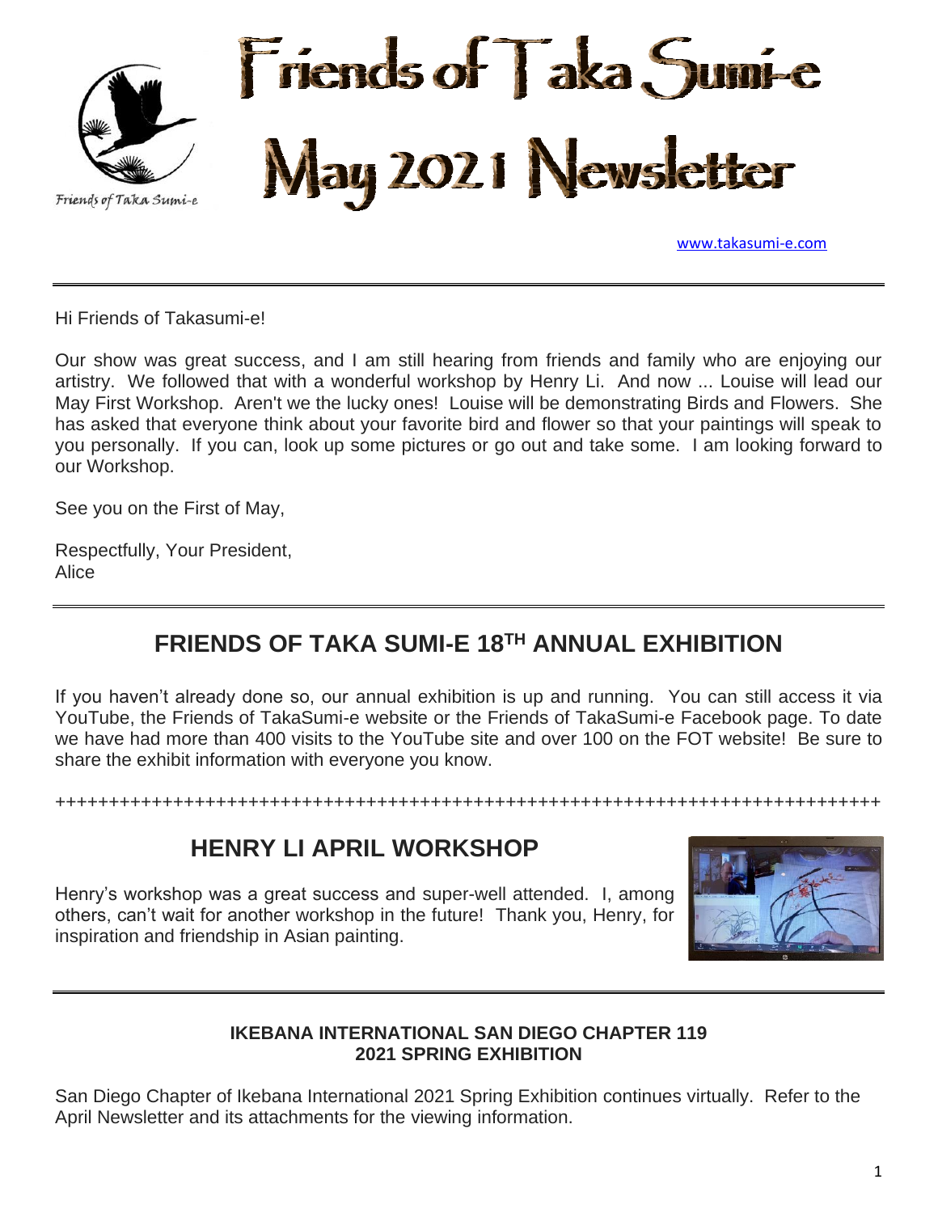Friends of Taka Sumi-e

# Friends of Taka Sumi-e May 2021 Newsletter

www.takasumi-e.com

---

Hi Friends of Takasumi-e!

Our show was great success, and I am still hearing from friends and family who are enjoying our artistry. We followed that with a wonderful workshop by Henry Li. And now ... Louise will lead our May First Workshop. Aren't we the lucky ones! Louise will be demonstrating Birds and Flowers. She has asked that everyone think about your favorite bird and flower so that your paintings will speak to you personally. If you can, look up some pictures or go out and take some. I am looking forward to our Workshop.

See you on the First of May,

Respectfully, Your President,
Alice

---

## FRIENDS OF TAKA SUMI-E 18TH ANNUAL EXHIBITION

If you haven't already done so, our annual exhibition is up and running. You can still access it via YouTube, the Friends of TakaSumi-e website or the Friends of TakaSumi-e Facebook page. To date we have had more than 400 visits to the YouTube site and over 100 on the FOT website! Be sure to share the exhibit information with everyone you know.

++++++++++++++++++++++++++++++++++++++++++++++++++++++++++++++++++++++++++++++

## HENRY LI APRIL WORKSHOP

Henry's workshop was a great success and super-well attended. I, among others, can't wait for another workshop in the future! Thank you, Henry, for inspiration and friendship in Asian painting.

---

### IKEBANA INTERNATIONAL SAN DIEGO CHAPTER 119
### 2021 SPRING EXHIBITION

San Diego Chapter of Ikebana International 2021 Spring Exhibition continues virtually. Refer to the April Newsletter and its attachments for the viewing information.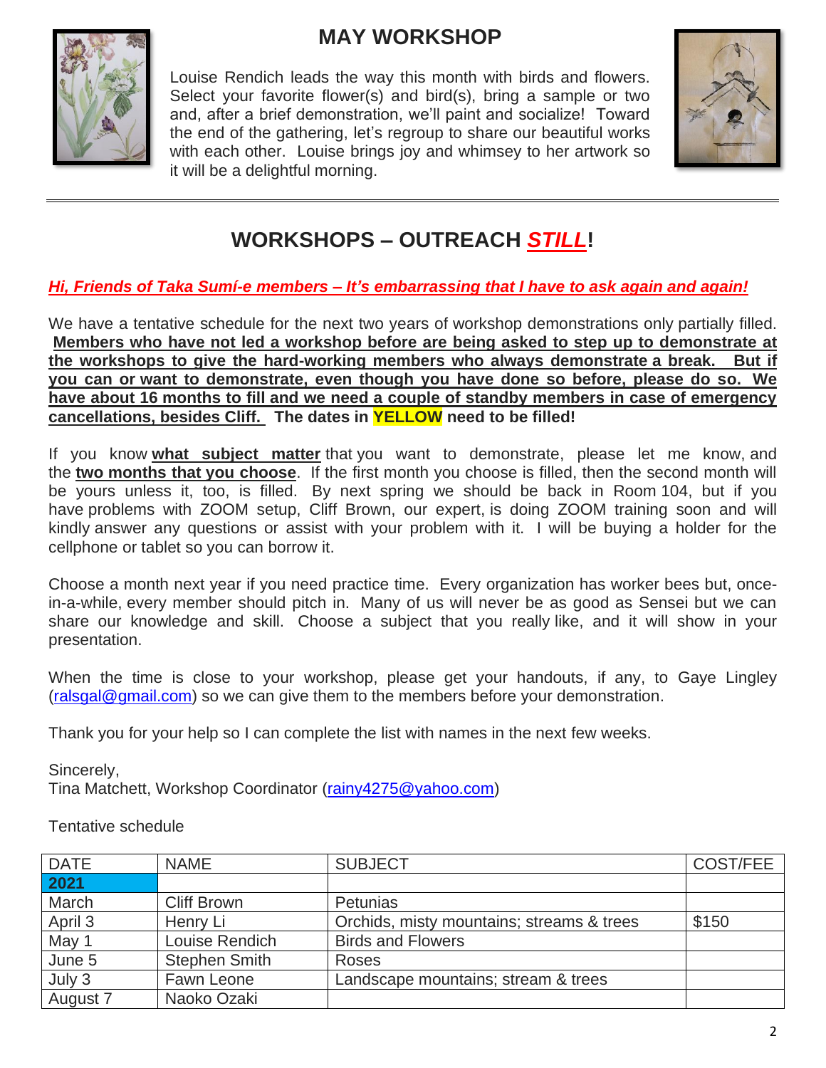# MAY WORKSHOP

Louise Rendich leads the way this month with birds and flowers. Select your favorite flower(s) and bird(s), bring a sample or two and, after a brief demonstration, we'll paint and socialize! Toward the end of the gathering, let's regroup to share our beautiful works with each other. Louise brings joy and whimsey to her artwork so it will be a delightful morning.

---

# WORKSHOPS – OUTREACH ***STILL***!

***Hi, Friends of Taka Sumí-e members – It's embarrassing that I have to ask again and again!***

We have a tentative schedule for the next two years of workshop demonstrations only partially filled. **Members who have not led a workshop before are being asked to step up to demonstrate at the workshops to give the hard-working members who always demonstrate a break. But if you can or want to demonstrate, even though you have done so before, please do so. We have about 16 months to fill and we need a couple of standby members in case of emergency cancellations, besides Cliff. The dates in YELLOW need to be filled!**

If you know **what subject matter** that you want to demonstrate, please let me know, and the **two months that you choose**. If the first month you choose is filled, then the second month will be yours unless it, too, is filled. By next spring we should be back in Room 104, but if you have problems with ZOOM setup, Cliff Brown, our expert, is doing ZOOM training soon and will kindly answer any questions or assist with your problem with it. I will be buying a holder for the cellphone or tablet so you can borrow it.

Choose a month next year if you need practice time. Every organization has worker bees but, once-in-a-while, every member should pitch in. Many of us will never be as good as Sensei but we can share our knowledge and skill. Choose a subject that you really like, and it will show in your presentation.

When the time is close to your workshop, please get your handouts, if any, to Gaye Lingley (ralsgal@gmail.com) so we can give them to the members before your demonstration.

Thank you for your help so I can complete the list with names in the next few weeks.

Sincerely,
Tina Matchett, Workshop Coordinator (rainy4275@yahoo.com)

Tentative schedule

| DATE | NAME | SUBJECT | COST/FEE |
|---|---|---|---|
| **2021** | | | |
| March | Cliff Brown | Petunias | |
| April 3 | Henry Li | Orchids, misty mountains; streams & trees | $150 |
| May 1 | Louise Rendich | Birds and Flowers | |
| June 5 | Stephen Smith | Roses | |
| July 3 | Fawn Leone | Landscape mountains; stream & trees | |
| August 7 | Naoko Ozaki | | |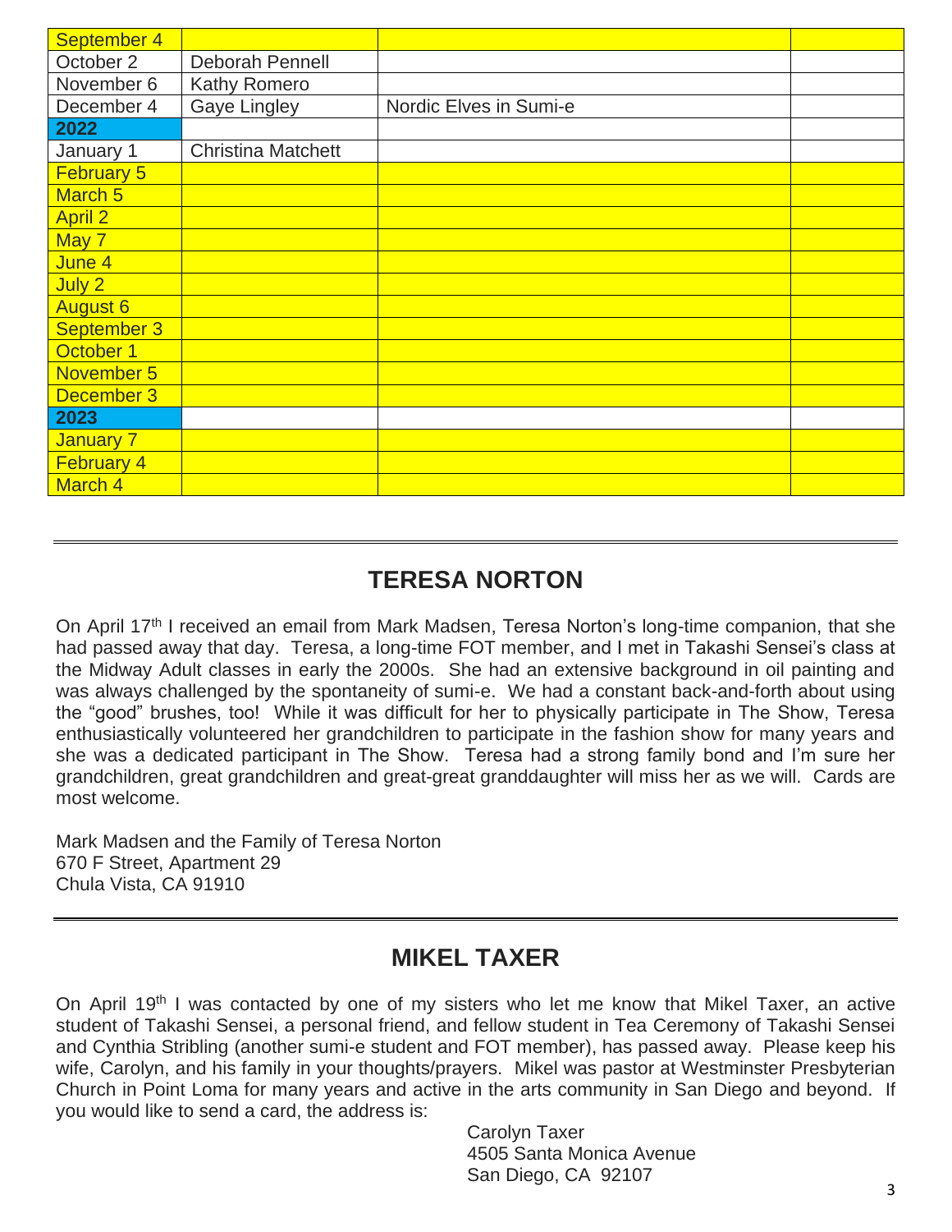| | | | |
|---|---|---|---|
| September 4 | | | |
| October 2 | Deborah Pennell | | |
| November 6 | Kathy Romero | | |
| December 4 | Gaye Lingley | Nordic Elves in Sumi-e | |
| **2022** | | | |
| January 1 | Christina Matchett | | |
| February 5 | | | |
| March 5 | | | |
| April 2 | | | |
| May 7 | | | |
| June 4 | | | |
| July 2 | | | |
| August 6 | | | |
| September 3 | | | |
| October 1 | | | |
| November 5 | | | |
| December 3 | | | |
| **2023** | | | |
| January 7 | | | |
| February 4 | | | |
| March 4 | | | |

## TERESA NORTON

On April 17th I received an email from Mark Madsen, Teresa Norton's long-time companion, that she had passed away that day. Teresa, a long-time FOT member, and I met in Takashi Sensei's class at the Midway Adult classes in early the 2000s. She had an extensive background in oil painting and was always challenged by the spontaneity of sumi-e. We had a constant back-and-forth about using the "good" brushes, too! While it was difficult for her to physically participate in The Show, Teresa enthusiastically volunteered her grandchildren to participate in the fashion show for many years and she was a dedicated participant in The Show. Teresa had a strong family bond and I'm sure her grandchildren, great grandchildren and great-great granddaughter will miss her as we will. Cards are most welcome.

Mark Madsen and the Family of Teresa Norton
670 F Street, Apartment 29
Chula Vista, CA 91910

## MIKEL TAXER

On April 19th I was contacted by one of my sisters who let me know that Mikel Taxer, an active student of Takashi Sensei, a personal friend, and fellow student in Tea Ceremony of Takashi Sensei and Cynthia Stribling (another sumi-e student and FOT member), has passed away. Please keep his wife, Carolyn, and his family in your thoughts/prayers. Mikel was pastor at Westminster Presbyterian Church in Point Loma for many years and active in the arts community in San Diego and beyond. If you would like to send a card, the address is:

Carolyn Taxer
4505 Santa Monica Avenue
San Diego, CA 92107